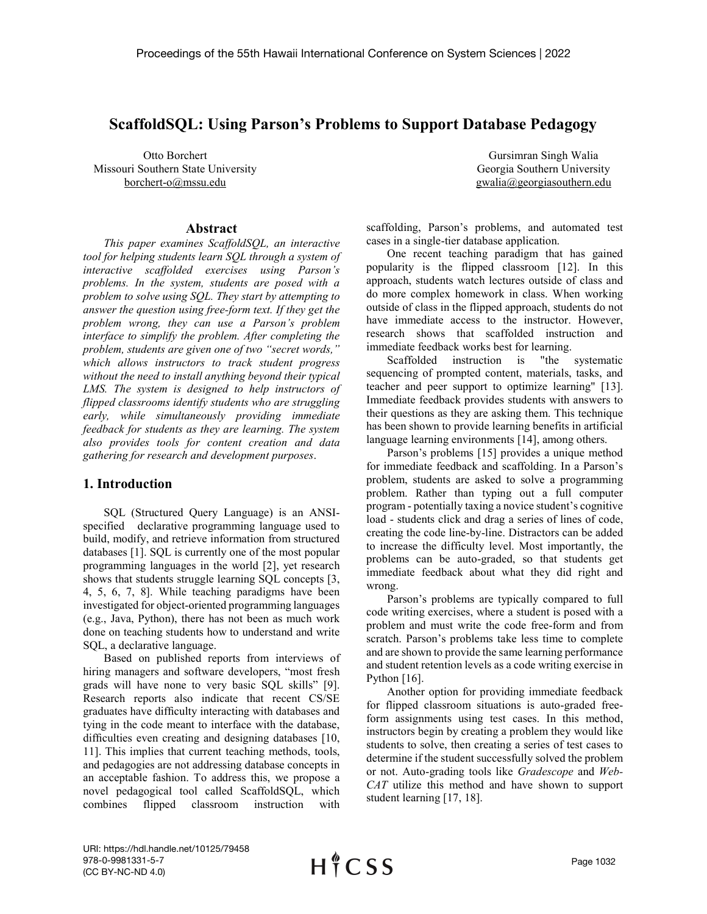# ScaffoldSQL: Using Parson's Problems to Support Database Pedagogy

Otto Borchert
Missouri Southern State University
borchert-o@mssu.edu

Gursimran Singh Walia
Georgia Southern University
gwalia@georgiasouthern.edu

## Abstract

*This paper examines ScaffoldSQL, an interactive tool for helping students learn SQL through a system of interactive scaffolded exercises using Parson's problems. In the system, students are posed with a problem to solve using SQL. They start by attempting to answer the question using free-form text. If they get the problem wrong, they can use a Parson's problem interface to simplify the problem. After completing the problem, students are given one of two "secret words," which allows instructors to track student progress without the need to install anything beyond their typical LMS. The system is designed to help instructors of flipped classrooms identify students who are struggling early, while simultaneously providing immediate feedback for students as they are learning. The system also provides tools for content creation and data gathering for research and development purposes.*

## 1. Introduction

SQL (Structured Query Language) is an ANSI-specified declarative programming language used to build, modify, and retrieve information from structured databases [1]. SQL is currently one of the most popular programming languages in the world [2], yet research shows that students struggle learning SQL concepts [3, 4, 5, 6, 7, 8]. While teaching paradigms have been investigated for object-oriented programming languages (e.g., Java, Python), there has not been as much work done on teaching students how to understand and write SQL, a declarative language.

Based on published reports from interviews of hiring managers and software developers, "most fresh grads will have none to very basic SQL skills" [9]. Research reports also indicate that recent CS/SE graduates have difficulty interacting with databases and tying in the code meant to interface with the database, difficulties even creating and designing databases [10, 11]. This implies that current teaching methods, tools, and pedagogies are not addressing database concepts in an acceptable fashion. To address this, we propose a novel pedagogical tool called ScaffoldSQL, which combines flipped classroom instruction with scaffolding, Parson's problems, and automated test cases in a single-tier database application.

One recent teaching paradigm that has gained popularity is the flipped classroom [12]. In this approach, students watch lectures outside of class and do more complex homework in class. When working outside of class in the flipped approach, students do not have immediate access to the instructor. However, research shows that scaffolded instruction and immediate feedback works best for learning.

Scaffolded instruction is "the systematic sequencing of prompted content, materials, tasks, and teacher and peer support to optimize learning" [13]. Immediate feedback provides students with answers to their questions as they are asking them. This technique has been shown to provide learning benefits in artificial language learning environments [14], among others.

Parson's problems [15] provides a unique method for immediate feedback and scaffolding. In a Parson's problem, students are asked to solve a programming problem. Rather than typing out a full computer program - potentially taxing a novice student's cognitive load - students click and drag a series of lines of code, creating the code line-by-line. Distractors can be added to increase the difficulty level. Most importantly, the problems can be auto-graded, so that students get immediate feedback about what they did right and wrong.

Parson's problems are typically compared to full code writing exercises, where a student is posed with a problem and must write the code free-form and from scratch. Parson's problems take less time to complete and are shown to provide the same learning performance and student retention levels as a code writing exercise in Python [16].

Another option for providing immediate feedback for flipped classroom situations is auto-graded free-form assignments using test cases. In this method, instructors begin by creating a problem they would like students to solve, then creating a series of test cases to determine if the student successfully solved the problem or not. Auto-grading tools like *Gradescope* and *Web-CAT* utilize this method and have shown to support student learning [17, 18].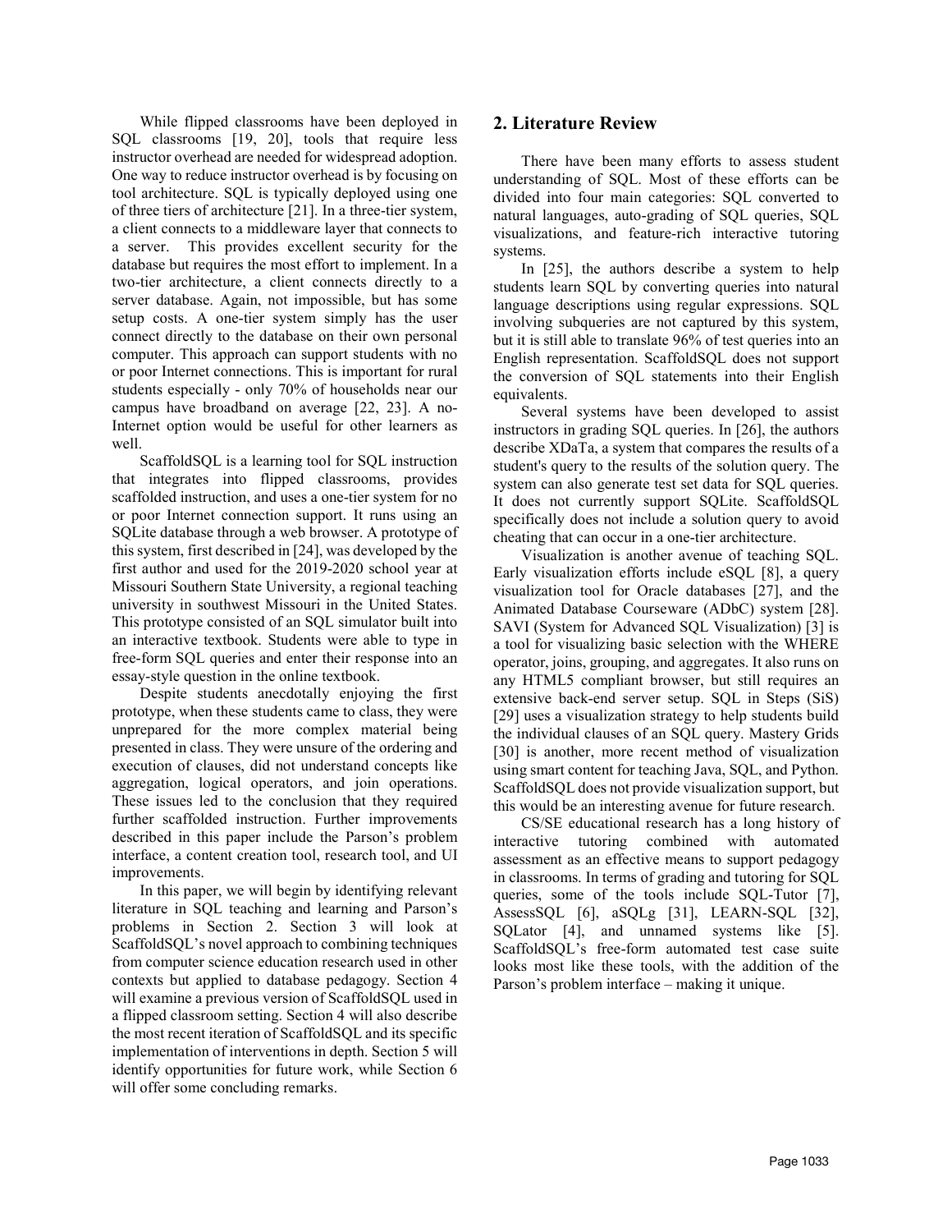While flipped classrooms have been deployed in SQL classrooms [19, 20], tools that require less instructor overhead are needed for widespread adoption. One way to reduce instructor overhead is by focusing on tool architecture. SQL is typically deployed using one of three tiers of architecture [21]. In a three-tier system, a client connects to a middleware layer that connects to a server. This provides excellent security for the database but requires the most effort to implement. In a two-tier architecture, a client connects directly to a server database. Again, not impossible, but has some setup costs. A one-tier system simply has the user connect directly to the database on their own personal computer. This approach can support students with no or poor Internet connections. This is important for rural students especially - only 70% of households near our campus have broadband on average [22, 23]. A no-Internet option would be useful for other learners as well.

ScaffoldSQL is a learning tool for SQL instruction that integrates into flipped classrooms, provides scaffolded instruction, and uses a one-tier system for no or poor Internet connection support. It runs using an SQLite database through a web browser. A prototype of this system, first described in [24], was developed by the first author and used for the 2019-2020 school year at Missouri Southern State University, a regional teaching university in southwest Missouri in the United States. This prototype consisted of an SQL simulator built into an interactive textbook. Students were able to type in free-form SQL queries and enter their response into an essay-style question in the online textbook.

Despite students anecdotally enjoying the first prototype, when these students came to class, they were unprepared for the more complex material being presented in class. They were unsure of the ordering and execution of clauses, did not understand concepts like aggregation, logical operators, and join operations. These issues led to the conclusion that they required further scaffolded instruction. Further improvements described in this paper include the Parson's problem interface, a content creation tool, research tool, and UI improvements.

In this paper, we will begin by identifying relevant literature in SQL teaching and learning and Parson's problems in Section 2. Section 3 will look at ScaffoldSQL's novel approach to combining techniques from computer science education research used in other contexts but applied to database pedagogy. Section 4 will examine a previous version of ScaffoldSQL used in a flipped classroom setting. Section 4 will also describe the most recent iteration of ScaffoldSQL and its specific implementation of interventions in depth. Section 5 will identify opportunities for future work, while Section 6 will offer some concluding remarks.

## 2. Literature Review

There have been many efforts to assess student understanding of SQL. Most of these efforts can be divided into four main categories: SQL converted to natural languages, auto-grading of SQL queries, SQL visualizations, and feature-rich interactive tutoring systems.

In [25], the authors describe a system to help students learn SQL by converting queries into natural language descriptions using regular expressions. SQL involving subqueries are not captured by this system, but it is still able to translate 96% of test queries into an English representation. ScaffoldSQL does not support the conversion of SQL statements into their English equivalents.

Several systems have been developed to assist instructors in grading SQL queries. In [26], the authors describe XDaTa, a system that compares the results of a student's query to the results of the solution query. The system can also generate test set data for SQL queries. It does not currently support SQLite. ScaffoldSQL specifically does not include a solution query to avoid cheating that can occur in a one-tier architecture.

Visualization is another avenue of teaching SQL. Early visualization efforts include eSQL [8], a query visualization tool for Oracle databases [27], and the Animated Database Courseware (ADbC) system [28]. SAVI (System for Advanced SQL Visualization) [3] is a tool for visualizing basic selection with the WHERE operator, joins, grouping, and aggregates. It also runs on any HTML5 compliant browser, but still requires an extensive back-end server setup. SQL in Steps (SiS) [29] uses a visualization strategy to help students build the individual clauses of an SQL query. Mastery Grids [30] is another, more recent method of visualization using smart content for teaching Java, SQL, and Python. ScaffoldSQL does not provide visualization support, but this would be an interesting avenue for future research.

CS/SE educational research has a long history of interactive tutoring combined with automated assessment as an effective means to support pedagogy in classrooms. In terms of grading and tutoring for SQL queries, some of the tools include SQL-Tutor [7], AssessSQL [6], aSQLg [31], LEARN-SQL [32], SQLator [4], and unnamed systems like [5]. ScaffoldSQL's free-form automated test case suite looks most like these tools, with the addition of the Parson's problem interface – making it unique.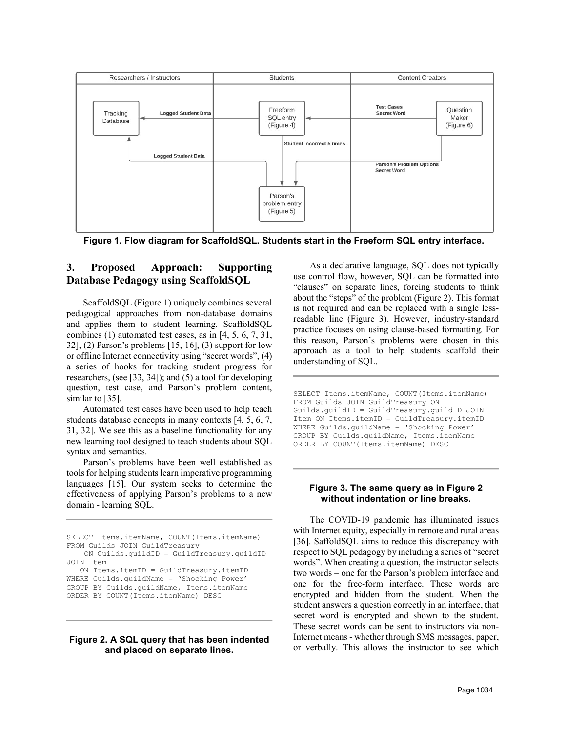Figure 1. Flow diagram for ScaffoldSQL. Students start in the Freeform SQL entry interface.

## 3. Proposed Approach: Supporting Database Pedagogy using ScaffoldSQL

ScaffoldSQL (Figure 1) uniquely combines several pedagogical approaches from non-database domains and applies them to student learning. ScaffoldSQL combines (1) automated test cases, as in [4, 5, 6, 7, 31, 32], (2) Parson's problems [15, 16], (3) support for low or offline Internet connectivity using "secret words", (4) a series of hooks for tracking student progress for researchers, (see [33, 34]); and (5) a tool for developing question, test case, and Parson's problem content, similar to [35].

Automated test cases have been used to help teach students database concepts in many contexts [4, 5, 6, 7, 31, 32]. We see this as a baseline functionality for any new learning tool designed to teach students about SQL syntax and semantics.

Parson's problems have been well established as tools for helping students learn imperative programming languages [15]. Our system seeks to determine the effectiveness of applying Parson's problems to a new domain - learning SQL.

```
SELECT Items.itemName, COUNT(Items.itemName)
FROM Guilds JOIN GuildTreasury
    ON Guilds.guildID = GuildTreasury.guildID
JOIN Item
   ON Items.itemID = GuildTreasury.itemID
WHERE Guilds.guildName = 'Shocking Power'
GROUP BY Guilds.guildName, Items.itemName
ORDER BY COUNT(Items.itemName) DESC
```

**Figure 2. A SQL query that has been indented and placed on separate lines.**

As a declarative language, SQL does not typically use control flow, however, SQL can be formatted into "clauses" on separate lines, forcing students to think about the "steps" of the problem (Figure 2). This format is not required and can be replaced with a single less-readable line (Figure 3). However, industry-standard practice focuses on using clause-based formatting. For this reason, Parson's problems were chosen in this approach as a tool to help students scaffold their understanding of SQL.

```
SELECT Items.itemName, COUNT(Items.itemName)
FROM Guilds JOIN GuildTreasury ON
Guilds.guildID = GuildTreasury.guildID JOIN
Item ON Items.itemID = GuildTreasury.itemID
WHERE Guilds.guildName = 'Shocking Power'
GROUP BY Guilds.guildName, Items.itemName
ORDER BY COUNT(Items.itemName) DESC
```

**Figure 3. The same query as in Figure 2 without indentation or line breaks.**

The COVID-19 pandemic has illuminated issues with Internet equity, especially in remote and rural areas [36]. SaffoldSQL aims to reduce this discrepancy with respect to SQL pedagogy by including a series of "secret words". When creating a question, the instructor selects two words – one for the Parson's problem interface and one for the free-form interface. These words are encrypted and hidden from the student. When the student answers a question correctly in an interface, that secret word is encrypted and shown to the student. These secret words can be sent to instructors via non-Internet means - whether through SMS messages, paper, or verbally. This allows the instructor to see which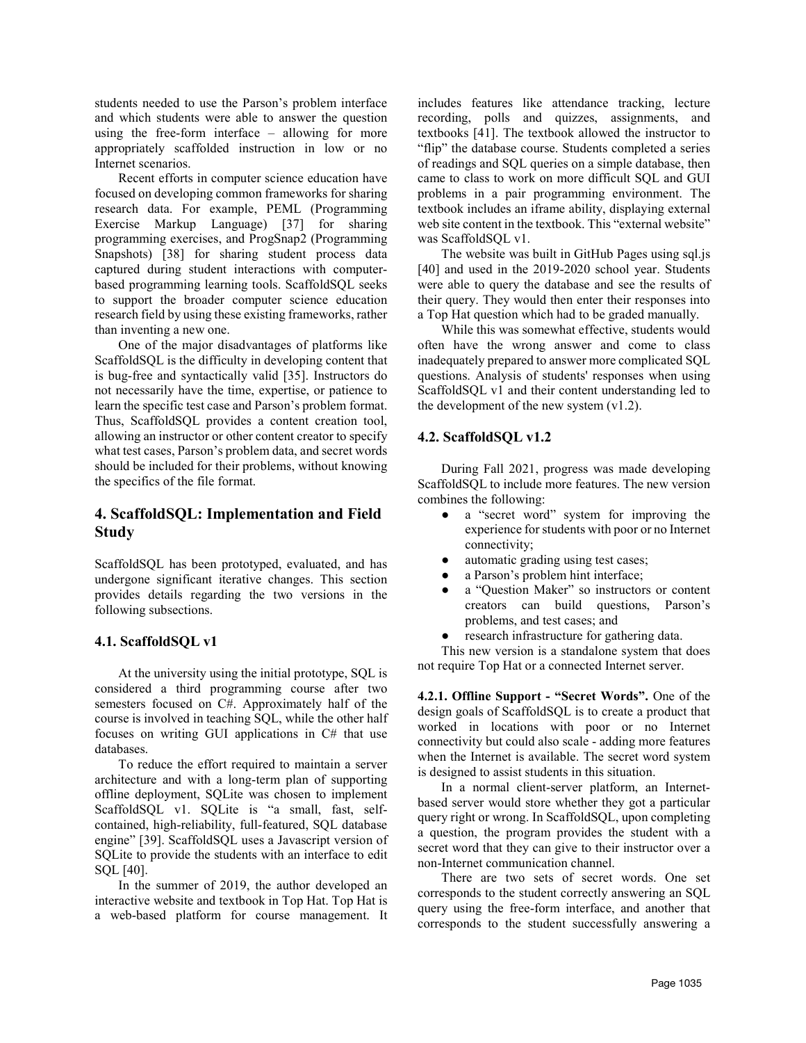students needed to use the Parson's problem interface and which students were able to answer the question using the free-form interface – allowing for more appropriately scaffolded instruction in low or no Internet scenarios.

Recent efforts in computer science education have focused on developing common frameworks for sharing research data. For example, PEML (Programming Exercise Markup Language) [37] for sharing programming exercises, and ProgSnap2 (Programming Snapshots) [38] for sharing student process data captured during student interactions with computer-based programming learning tools. ScaffoldSQL seeks to support the broader computer science education research field by using these existing frameworks, rather than inventing a new one.

One of the major disadvantages of platforms like ScaffoldSQL is the difficulty in developing content that is bug-free and syntactically valid [35]. Instructors do not necessarily have the time, expertise, or patience to learn the specific test case and Parson's problem format. Thus, ScaffoldSQL provides a content creation tool, allowing an instructor or other content creator to specify what test cases, Parson's problem data, and secret words should be included for their problems, without knowing the specifics of the file format.

## 4. ScaffoldSQL: Implementation and Field Study

ScaffoldSQL has been prototyped, evaluated, and has undergone significant iterative changes. This section provides details regarding the two versions in the following subsections.

### 4.1. ScaffoldSQL v1

At the university using the initial prototype, SQL is considered a third programming course after two semesters focused on C#. Approximately half of the course is involved in teaching SQL, while the other half focuses on writing GUI applications in C# that use databases.

To reduce the effort required to maintain a server architecture and with a long-term plan of supporting offline deployment, SQLite was chosen to implement ScaffoldSQL v1. SQLite is "a small, fast, self-contained, high-reliability, full-featured, SQL database engine" [39]. ScaffoldSQL uses a Javascript version of SQLite to provide the students with an interface to edit SQL [40].

In the summer of 2019, the author developed an interactive website and textbook in Top Hat. Top Hat is a web-based platform for course management. It includes features like attendance tracking, lecture recording, polls and quizzes, assignments, and textbooks [41]. The textbook allowed the instructor to "flip" the database course. Students completed a series of readings and SQL queries on a simple database, then came to class to work on more difficult SQL and GUI problems in a pair programming environment. The textbook includes an iframe ability, displaying external web site content in the textbook. This "external website" was ScaffoldSQL v1.

The website was built in GitHub Pages using sql.js [40] and used in the 2019-2020 school year. Students were able to query the database and see the results of their query. They would then enter their responses into a Top Hat question which had to be graded manually.

While this was somewhat effective, students would often have the wrong answer and come to class inadequately prepared to answer more complicated SQL questions. Analysis of students' responses when using ScaffoldSQL v1 and their content understanding led to the development of the new system (v1.2).

### 4.2. ScaffoldSQL v1.2

During Fall 2021, progress was made developing ScaffoldSQL to include more features. The new version combines the following:

- a "secret word" system for improving the experience for students with poor or no Internet connectivity;
- automatic grading using test cases;
- a Parson's problem hint interface;
- a "Question Maker" so instructors or content creators can build questions, Parson's problems, and test cases; and
- research infrastructure for gathering data.

This new version is a standalone system that does not require Top Hat or a connected Internet server.

**4.2.1. Offline Support - "Secret Words".** One of the design goals of ScaffoldSQL is to create a product that worked in locations with poor or no Internet connectivity but could also scale - adding more features when the Internet is available. The secret word system is designed to assist students in this situation.

In a normal client-server platform, an Internet-based server would store whether they got a particular query right or wrong. In ScaffoldSQL, upon completing a question, the program provides the student with a secret word that they can give to their instructor over a non-Internet communication channel.

There are two sets of secret words. One set corresponds to the student correctly answering an SQL query using the free-form interface, and another that corresponds to the student successfully answering a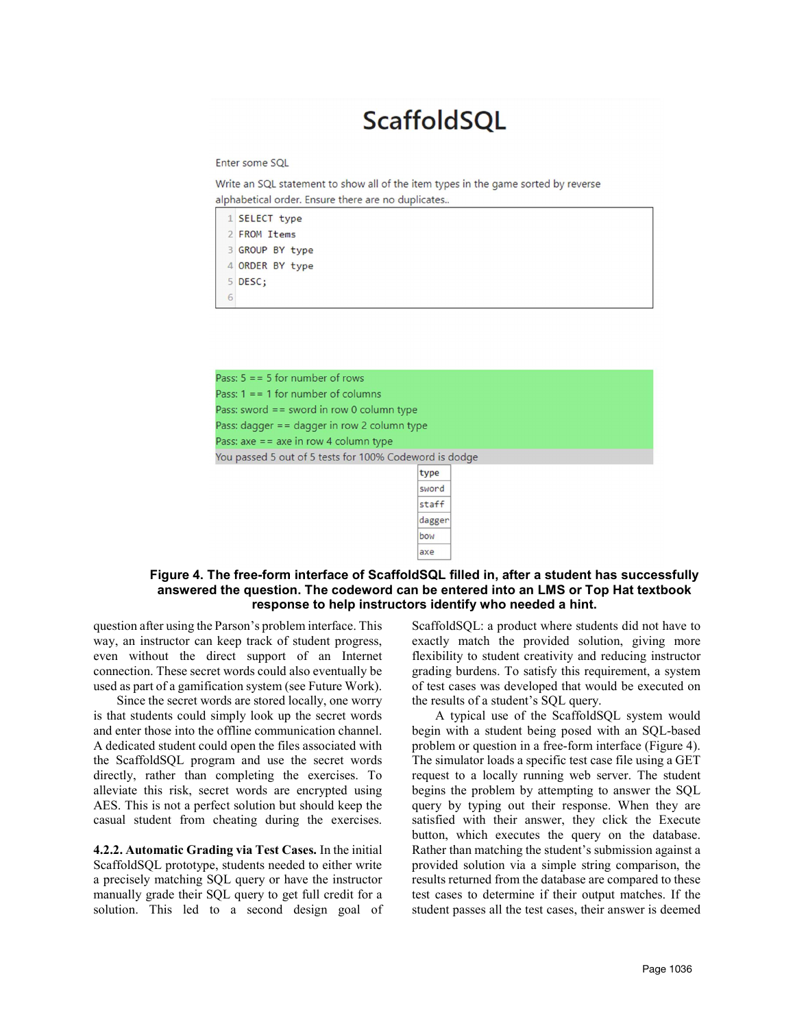# ScaffoldSQL

Enter some SQL

Write an SQL statement to show all of the item types in the game sorted by reverse alphabetical order. Ensure there are no duplicates..

```
1 SELECT type
2 FROM Items
3 GROUP BY type
4 ORDER BY type
5 DESC;
6
```

Pass: 5 == 5 for number of rows
Pass: 1 == 1 for number of columns
Pass: sword == sword in row 0 column type
Pass: dagger == dagger in row 2 column type
Pass: axe == axe in row 4 column type
You passed 5 out of 5 tests for 100% Codeword is dodge

| type |
| --- |
| sword |
| staff |
| dagger |
| bow |
| axe |

**Figure 4. The free-form interface of ScaffoldSQL filled in, after a student has successfully answered the question. The codeword can be entered into an LMS or Top Hat textbook response to help instructors identify who needed a hint.**

question after using the Parson's problem interface. This way, an instructor can keep track of student progress, even without the direct support of an Internet connection. These secret words could also eventually be used as part of a gamification system (see Future Work).

Since the secret words are stored locally, one worry is that students could simply look up the secret words and enter those into the offline communication channel. A dedicated student could open the files associated with the ScaffoldSQL program and use the secret words directly, rather than completing the exercises. To alleviate this risk, secret words are encrypted using AES. This is not a perfect solution but should keep the casual student from cheating during the exercises.

**4.2.2. Automatic Grading via Test Cases.** In the initial ScaffoldSQL prototype, students needed to either write a precisely matching SQL query or have the instructor manually grade their SQL query to get full credit for a solution. This led to a second design goal of ScaffoldSQL: a product where students did not have to exactly match the provided solution, giving more flexibility to student creativity and reducing instructor grading burdens. To satisfy this requirement, a system of test cases was developed that would be executed on the results of a student's SQL query.

A typical use of the ScaffoldSQL system would begin with a student being posed with an SQL-based problem or question in a free-form interface (Figure 4). The simulator loads a specific test case file using a GET request to a locally running web server. The student begins the problem by attempting to answer the SQL query by typing out their response. When they are satisfied with their answer, they click the Execute button, which executes the query on the database. Rather than matching the student's submission against a provided solution via a simple string comparison, the results returned from the database are compared to these test cases to determine if their output matches. If the student passes all the test cases, their answer is deemed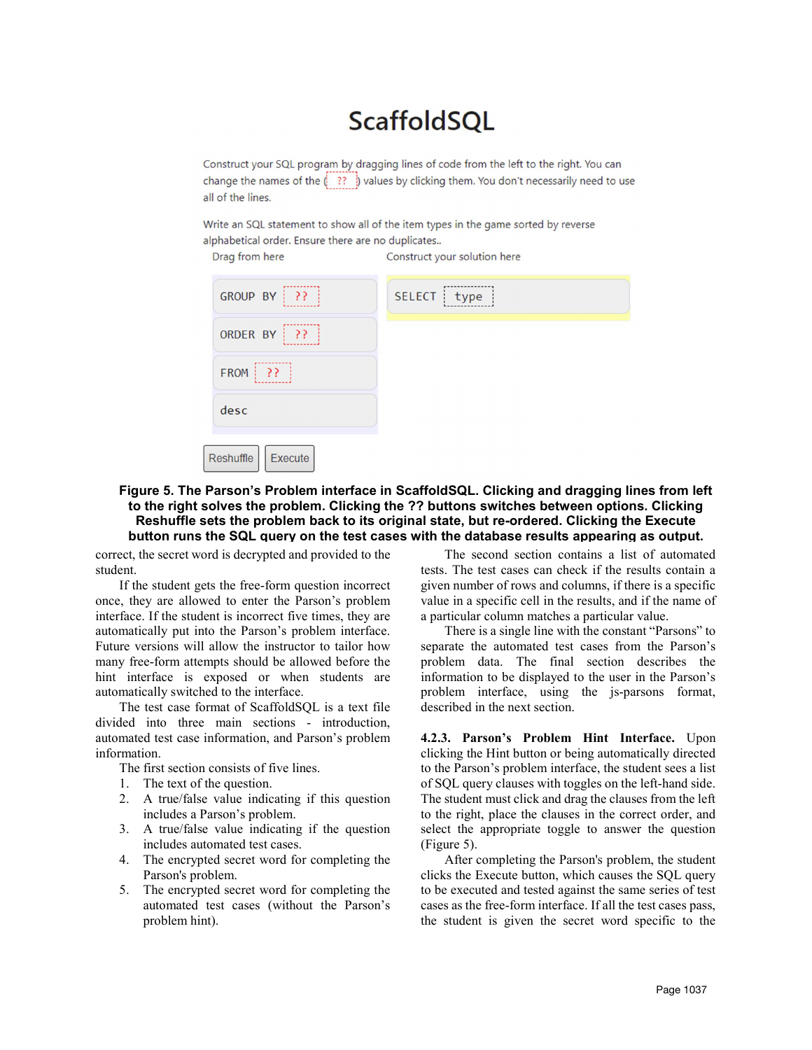**Figure 5. The Parson's Problem interface in ScaffoldSQL. Clicking and dragging lines from left to the right solves the problem. Clicking the ?? buttons switches between options. Clicking Reshuffle sets the problem back to its original state, but re-ordered. Clicking the Execute button runs the SQL query on the test cases with the database results appearing as output.**

correct, the secret word is decrypted and provided to the student.

If the student gets the free-form question incorrect once, they are allowed to enter the Parson's problem interface. If the student is incorrect five times, they are automatically put into the Parson's problem interface. Future versions will allow the instructor to tailor how many free-form attempts should be allowed before the hint interface is exposed or when students are automatically switched to the interface.

The test case format of ScaffoldSQL is a text file divided into three main sections - introduction, automated test case information, and Parson's problem information.

The first section consists of five lines.

1. The text of the question.
2. A true/false value indicating if this question includes a Parson's problem.
3. A true/false value indicating if the question includes automated test cases.
4. The encrypted secret word for completing the Parson's problem.
5. The encrypted secret word for completing the automated test cases (without the Parson's problem hint).

The second section contains a list of automated tests. The test cases can check if the results contain a given number of rows and columns, if there is a specific value in a specific cell in the results, and if the name of a particular column matches a particular value.

There is a single line with the constant "Parsons" to separate the automated test cases from the Parson's problem data. The final section describes the information to be displayed to the user in the Parson's problem interface, using the js-parsons format, described in the next section.

**4.2.3. Parson's Problem Hint Interface.** Upon clicking the Hint button or being automatically directed to the Parson's problem interface, the student sees a list of SQL query clauses with toggles on the left-hand side. The student must click and drag the clauses from the left to the right, place the clauses in the correct order, and select the appropriate toggle to answer the question (Figure 5).

After completing the Parson's problem, the student clicks the Execute button, which causes the SQL query to be executed and tested against the same series of test cases as the free-form interface. If all the test cases pass, the student is given the secret word specific to the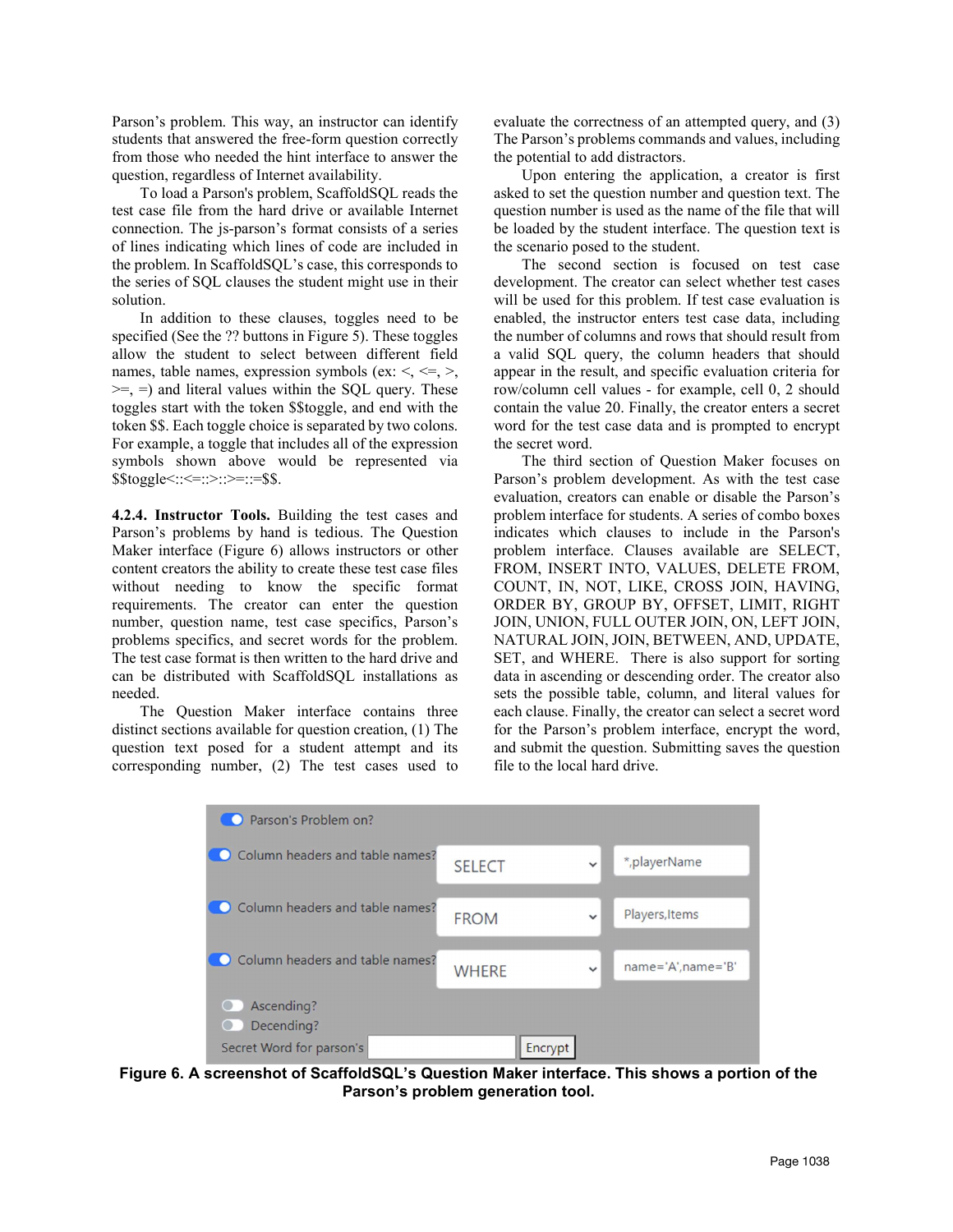Parson's problem. This way, an instructor can identify students that answered the free-form question correctly from those who needed the hint interface to answer the question, regardless of Internet availability.

To load a Parson's problem, ScaffoldSQL reads the test case file from the hard drive or available Internet connection. The js-parson's format consists of a series of lines indicating which lines of code are included in the problem. In ScaffoldSQL's case, this corresponds to the series of SQL clauses the student might use in their solution.

In addition to these clauses, toggles need to be specified (See the ?? buttons in Figure 5). These toggles allow the student to select between different field names, table names, expression symbols (ex: <, <=, >, >=, =) and literal values within the SQL query. These toggles start with the token $$toggle, and end with the token $$. Each toggle choice is separated by two colons. For example, a toggle that includes all of the expression symbols shown above would be represented via $$toggle<::<=::>::>=::=$$.

**4.2.4. Instructor Tools.** Building the test cases and Parson's problems by hand is tedious. The Question Maker interface (Figure 6) allows instructors or other content creators the ability to create these test case files without needing to know the specific format requirements. The creator can enter the question number, question name, test case specifics, Parson's problems specifics, and secret words for the problem. The test case format is then written to the hard drive and can be distributed with ScaffoldSQL installations as needed.

The Question Maker interface contains three distinct sections available for question creation, (1) The question text posed for a student attempt and its corresponding number, (2) The test cases used to evaluate the correctness of an attempted query, and (3) The Parson's problems commands and values, including the potential to add distractors.

Upon entering the application, a creator is first asked to set the question number and question text. The question number is used as the name of the file that will be loaded by the student interface. The question text is the scenario posed to the student.

The second section is focused on test case development. The creator can select whether test cases will be used for this problem. If test case evaluation is enabled, the instructor enters test case data, including the number of columns and rows that should result from a valid SQL query, the column headers that should appear in the result, and specific evaluation criteria for row/column cell values - for example, cell 0, 2 should contain the value 20. Finally, the creator enters a secret word for the test case data and is prompted to encrypt the secret word.

The third section of Question Maker focuses on Parson's problem development. As with the test case evaluation, creators can enable or disable the Parson's problem interface for students. A series of combo boxes indicates which clauses to include in the Parson's problem interface. Clauses available are SELECT, FROM, INSERT INTO, VALUES, DELETE FROM, COUNT, IN, NOT, LIKE, CROSS JOIN, HAVING, ORDER BY, GROUP BY, OFFSET, LIMIT, RIGHT JOIN, UNION, FULL OUTER JOIN, ON, LEFT JOIN, NATURAL JOIN, JOIN, BETWEEN, AND, UPDATE, SET, and WHERE. There is also support for sorting data in ascending or descending order. The creator also sets the possible table, column, and literal values for each clause. Finally, the creator can select a secret word for the Parson's problem interface, encrypt the word, and submit the question. Submitting saves the question file to the local hard drive.

**Figure 6. A screenshot of ScaffoldSQL's Question Maker interface. This shows a portion of the Parson's problem generation tool.**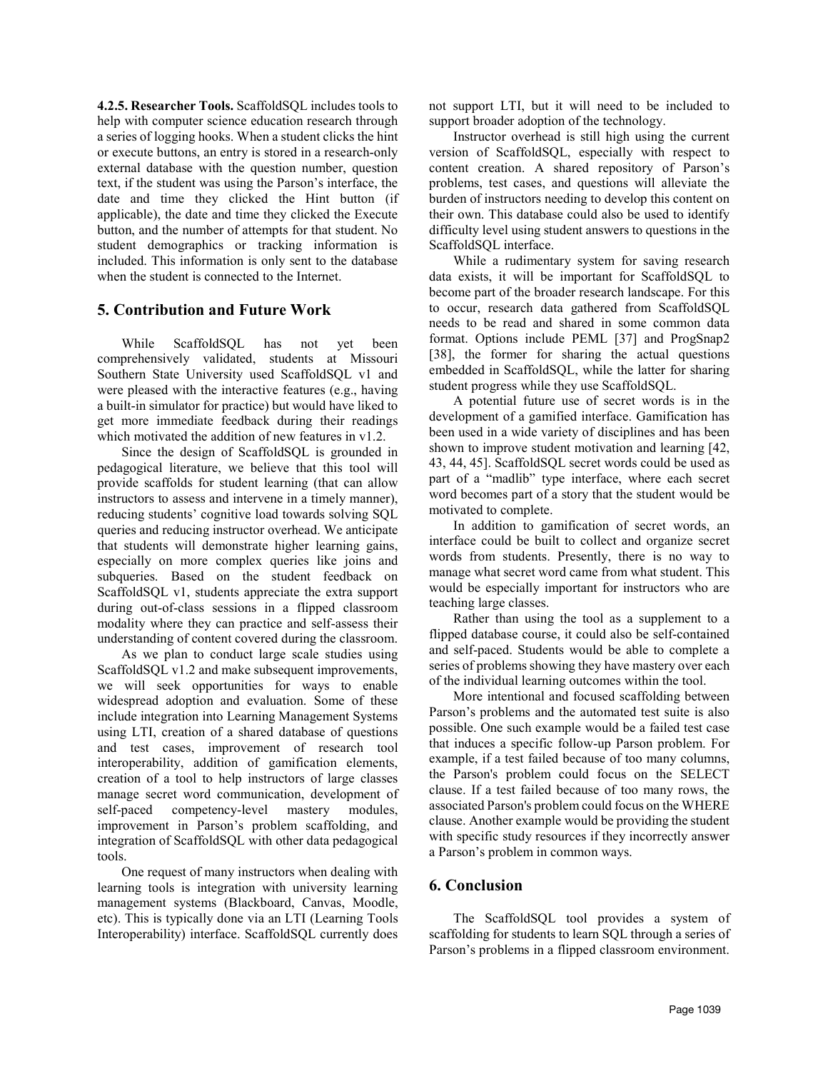**4.2.5. Researcher Tools.** ScaffoldSQL includes tools to help with computer science education research through a series of logging hooks. When a student clicks the hint or execute buttons, an entry is stored in a research-only external database with the question number, question text, if the student was using the Parson's interface, the date and time they clicked the Hint button (if applicable), the date and time they clicked the Execute button, and the number of attempts for that student. No student demographics or tracking information is included. This information is only sent to the database when the student is connected to the Internet.

## 5. Contribution and Future Work

While ScaffoldSQL has not yet been comprehensively validated, students at Missouri Southern State University used ScaffoldSQL v1 and were pleased with the interactive features (e.g., having a built-in simulator for practice) but would have liked to get more immediate feedback during their readings which motivated the addition of new features in v1.2.

Since the design of ScaffoldSQL is grounded in pedagogical literature, we believe that this tool will provide scaffolds for student learning (that can allow instructors to assess and intervene in a timely manner), reducing students' cognitive load towards solving SQL queries and reducing instructor overhead. We anticipate that students will demonstrate higher learning gains, especially on more complex queries like joins and subqueries. Based on the student feedback on ScaffoldSQL v1, students appreciate the extra support during out-of-class sessions in a flipped classroom modality where they can practice and self-assess their understanding of content covered during the classroom.

As we plan to conduct large scale studies using ScaffoldSQL v1.2 and make subsequent improvements, we will seek opportunities for ways to enable widespread adoption and evaluation. Some of these include integration into Learning Management Systems using LTI, creation of a shared database of questions and test cases, improvement of research tool interoperability, addition of gamification elements, creation of a tool to help instructors of large classes manage secret word communication, development of self-paced competency-level mastery modules, improvement in Parson's problem scaffolding, and integration of ScaffoldSQL with other data pedagogical tools.

One request of many instructors when dealing with learning tools is integration with university learning management systems (Blackboard, Canvas, Moodle, etc). This is typically done via an LTI (Learning Tools Interoperability) interface. ScaffoldSQL currently does not support LTI, but it will need to be included to support broader adoption of the technology.

Instructor overhead is still high using the current version of ScaffoldSQL, especially with respect to content creation. A shared repository of Parson's problems, test cases, and questions will alleviate the burden of instructors needing to develop this content on their own. This database could also be used to identify difficulty level using student answers to questions in the ScaffoldSQL interface.

While a rudimentary system for saving research data exists, it will be important for ScaffoldSQL to become part of the broader research landscape. For this to occur, research data gathered from ScaffoldSQL needs to be read and shared in some common data format. Options include PEML [37] and ProgSnap2 [38], the former for sharing the actual questions embedded in ScaffoldSQL, while the latter for sharing student progress while they use ScaffoldSQL.

A potential future use of secret words is in the development of a gamified interface. Gamification has been used in a wide variety of disciplines and has been shown to improve student motivation and learning [42, 43, 44, 45]. ScaffoldSQL secret words could be used as part of a "madlib" type interface, where each secret word becomes part of a story that the student would be motivated to complete.

In addition to gamification of secret words, an interface could be built to collect and organize secret words from students. Presently, there is no way to manage what secret word came from what student. This would be especially important for instructors who are teaching large classes.

Rather than using the tool as a supplement to a flipped database course, it could also be self-contained and self-paced. Students would be able to complete a series of problems showing they have mastery over each of the individual learning outcomes within the tool.

More intentional and focused scaffolding between Parson's problems and the automated test suite is also possible. One such example would be a failed test case that induces a specific follow-up Parson problem. For example, if a test failed because of too many columns, the Parson's problem could focus on the SELECT clause. If a test failed because of too many rows, the associated Parson's problem could focus on the WHERE clause. Another example would be providing the student with specific study resources if they incorrectly answer a Parson's problem in common ways.

## 6. Conclusion

The ScaffoldSQL tool provides a system of scaffolding for students to learn SQL through a series of Parson's problems in a flipped classroom environment.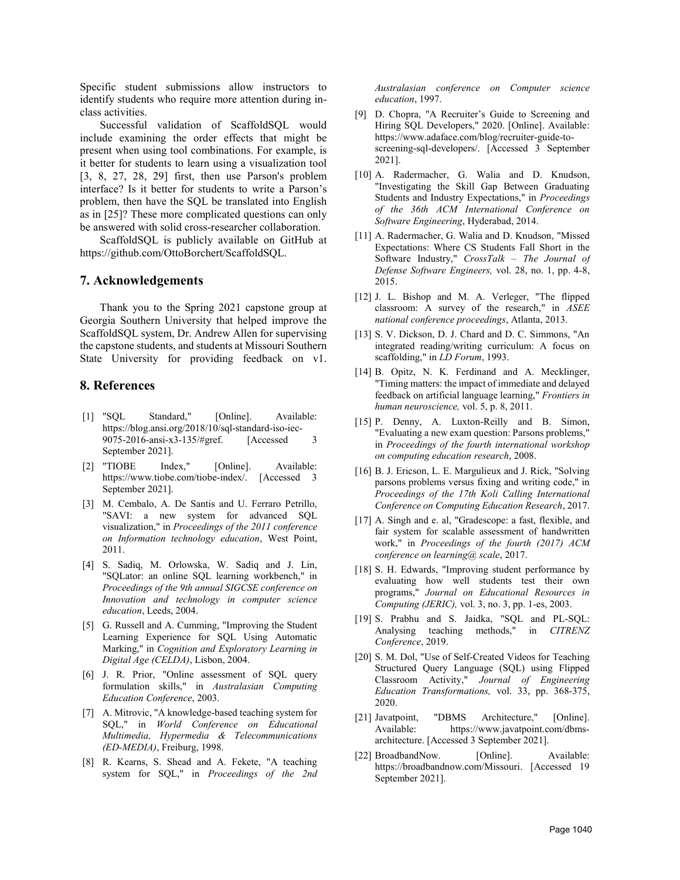Specific student submissions allow instructors to identify students who require more attention during in-class activities.

Successful validation of ScaffoldSQL would include examining the order effects that might be present when using tool combinations. For example, is it better for students to learn using a visualization tool [3, 8, 27, 28, 29] first, then use Parson's problem interface? Is it better for students to write a Parson's problem, then have the SQL be translated into English as in [25]? These more complicated questions can only be answered with solid cross-researcher collaboration.

ScaffoldSQL is publicly available on GitHub at https://github.com/OttoBorchert/ScaffoldSQL.

## 7. Acknowledgements

Thank you to the Spring 2021 capstone group at Georgia Southern University that helped improve the ScaffoldSQL system, Dr. Andrew Allen for supervising the capstone students, and students at Missouri Southern State University for providing feedback on v1.

## 8. References

[1] "SQL Standard," [Online]. Available: https://blog.ansi.org/2018/10/sql-standard-iso-iec-9075-2016-ansi-x3-135/#gref. [Accessed 3 September 2021].

[2] "TIOBE Index," [Online]. Available: https://www.tiobe.com/tiobe-index/. [Accessed 3 September 2021].

[3] M. Cembalo, A. De Santis and U. Ferraro Petrillo, "SAVI: a new system for advanced SQL visualization," in *Proceedings of the 2011 conference on Information technology education*, West Point, 2011.

[4] S. Sadiq, M. Orlowska, W. Sadiq and J. Lin, "SQLator: an online SQL learning workbench," in *Proceedings of the 9th annual SIGCSE conference on Innovation and technology in computer science education*, Leeds, 2004.

[5] G. Russell and A. Cumming, "Improving the Student Learning Experience for SQL Using Automatic Marking," in *Cognition and Exploratory Learning in Digital Age (CELDA)*, Lisbon, 2004.

[6] J. R. Prior, "Online assessment of SQL query formulation skills," in *Australasian Computing Education Conference*, 2003.

[7] A. Mitrovic, "A knowledge-based teaching system for SQL," in *World Conference on Educational Multimedia, Hypermedia & Telecommunications (ED-MEDIA)*, Freiburg, 1998.

[8] R. Kearns, S. Shead and A. Fekete, "A teaching system for SQL," in *Proceedings of the 2nd Australasian conference on Computer science education*, 1997.

[9] D. Chopra, "A Recruiter's Guide to Screening and Hiring SQL Developers," 2020. [Online]. Available: https://www.adaface.com/blog/recruiter-guide-to-screening-sql-developers/. [Accessed 3 September 2021].

[10] A. Radermacher, G. Walia and D. Knudson, "Investigating the Skill Gap Between Graduating Students and Industry Expectations," in *Proceedings of the 36th ACM International Conference on Software Engineering*, Hyderabad, 2014.

[11] A. Radermacher, G. Walia and D. Knudson, "Missed Expectations: Where CS Students Fall Short in the Software Industry," *CrossTalk – The Journal of Defense Software Engineers,* vol. 28, no. 1, pp. 4-8, 2015.

[12] J. L. Bishop and M. A. Verleger, "The flipped classroom: A survey of the research," in *ASEE national conference proceedings*, Atlanta, 2013.

[13] S. V. Dickson, D. J. Chard and D. C. Simmons, "An integrated reading/writing curriculum: A focus on scaffolding," in *LD Forum*, 1993.

[14] B. Opitz, N. K. Ferdinand and A. Mecklinger, "Timing matters: the impact of immediate and delayed feedback on artificial language learning," *Frontiers in human neuroscience,* vol. 5, p. 8, 2011.

[15] P. Denny, A. Luxton-Reilly and B. Simon, "Evaluating a new exam question: Parsons problems," in *Proceedings of the fourth international workshop on computing education research*, 2008.

[16] B. J. Ericson, L. E. Margulieux and J. Rick, "Solving parsons problems versus fixing and writing code," in *Proceedings of the 17th Koli Calling International Conference on Computing Education Research*, 2017.

[17] A. Singh and e. al, "Gradescope: a fast, flexible, and fair system for scalable assessment of handwritten work," in *Proceedings of the fourth (2017) ACM conference on learning@ scale*, 2017.

[18] S. H. Edwards, "Improving student performance by evaluating how well students test their own programs," *Journal on Educational Resources in Computing (JERIC),* vol. 3, no. 3, pp. 1-es, 2003.

[19] S. Prabhu and S. Jaidka, "SQL and PL-SQL: Analysing teaching methods," in *CITRENZ Conference*, 2019.

[20] S. M. Dol, "Use of Self-Created Videos for Teaching Structured Query Language (SQL) using Flipped Classroom Activity," *Journal of Engineering Education Transformations,* vol. 33, pp. 368-375, 2020.

[21] Javatpoint, "DBMS Architecture," [Online]. Available: https://www.javatpoint.com/dbms-architecture. [Accessed 3 September 2021].

[22] BroadbandNow. [Online]. Available: https://broadbandnow.com/Missouri. [Accessed 19 September 2021].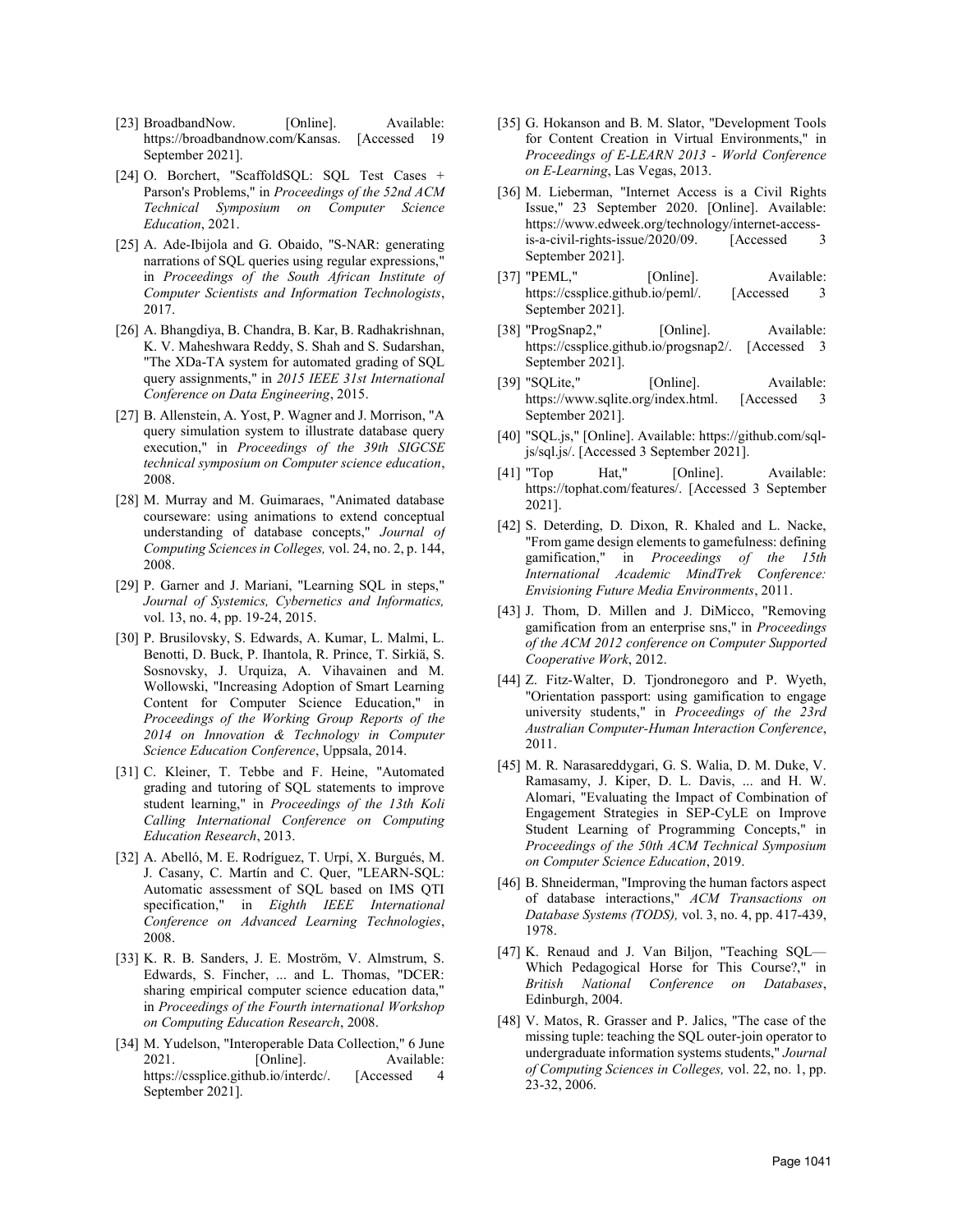[23] BroadbandNow. [Online]. Available: https://broadbandnow.com/Kansas. [Accessed 19 September 2021].

[24] O. Borchert, "ScaffoldSQL: SQL Test Cases + Parson's Problems," in *Proceedings of the 52nd ACM Technical Symposium on Computer Science Education*, 2021.

[25] A. Ade-Ibijola and G. Obaido, "S-NAR: generating narrations of SQL queries using regular expressions," in *Proceedings of the South African Institute of Computer Scientists and Information Technologists*, 2017.

[26] A. Bhangdiya, B. Chandra, B. Kar, B. Radhakrishnan, K. V. Maheshwara Reddy, S. Shah and S. Sudarshan, "The XDa-TA system for automated grading of SQL query assignments," in *2015 IEEE 31st International Conference on Data Engineering*, 2015.

[27] B. Allenstein, A. Yost, P. Wagner and J. Morrison, "A query simulation system to illustrate database query execution," in *Proceedings of the 39th SIGCSE technical symposium on Computer science education*, 2008.

[28] M. Murray and M. Guimaraes, "Animated database courseware: using animations to extend conceptual understanding of database concepts," *Journal of Computing Sciences in Colleges,* vol. 24, no. 2, p. 144, 2008.

[29] P. Garner and J. Mariani, "Learning SQL in steps," *Journal of Systemics, Cybernetics and Informatics,* vol. 13, no. 4, pp. 19-24, 2015.

[30] P. Brusilovsky, S. Edwards, A. Kumar, L. Malmi, L. Benotti, D. Buck, P. Ihantola, R. Prince, T. Sirkiä, S. Sosnovsky, J. Urquiza, A. Vihavainen and M. Wollowski, "Increasing Adoption of Smart Learning Content for Computer Science Education," in *Proceedings of the Working Group Reports of the 2014 on Innovation & Technology in Computer Science Education Conference*, Uppsala, 2014.

[31] C. Kleiner, T. Tebbe and F. Heine, "Automated grading and tutoring of SQL statements to improve student learning," in *Proceedings of the 13th Koli Calling International Conference on Computing Education Research*, 2013.

[32] A. Abelló, M. E. Rodríguez, T. Urpí, X. Burgués, M. J. Casany, C. Martín and C. Quer, "LEARN-SQL: Automatic assessment of SQL based on IMS QTI specification," in *Eighth IEEE International Conference on Advanced Learning Technologies*, 2008.

[33] K. R. B. Sanders, J. E. Moström, V. Almstrum, S. Edwards, S. Fincher, ... and L. Thomas, "DCER: sharing empirical computer science education data," in *Proceedings of the Fourth international Workshop on Computing Education Research*, 2008.

[34] M. Yudelson, "Interoperable Data Collection," 6 June 2021. [Online]. Available: https://cssplice.github.io/interdc/. [Accessed 4 September 2021].

[35] G. Hokanson and B. M. Slator, "Development Tools for Content Creation in Virtual Environments," in *Proceedings of E-LEARN 2013 - World Conference on E-Learning*, Las Vegas, 2013.

[36] M. Lieberman, "Internet Access is a Civil Rights Issue," 23 September 2020. [Online]. Available: https://www.edweek.org/technology/internet-access-is-a-civil-rights-issue/2020/09. [Accessed 3 September 2021].

[37] "PEML," [Online]. Available: https://cssplice.github.io/peml/. [Accessed 3 September 2021].

[38] "ProgSnap2," [Online]. Available: https://cssplice.github.io/progsnap2/. [Accessed 3 September 2021].

[39] "SQLite," [Online]. Available: https://www.sqlite.org/index.html. [Accessed 3 September 2021].

[40] "SQL.js," [Online]. Available: https://github.com/sql-js/sql.js/. [Accessed 3 September 2021].

[41] "Top Hat," [Online]. Available: https://tophat.com/features/. [Accessed 3 September 2021].

[42] S. Deterding, D. Dixon, R. Khaled and L. Nacke, "From game design elements to gamefulness: defining gamification," in *Proceedings of the 15th International Academic MindTrek Conference: Envisioning Future Media Environments*, 2011.

[43] J. Thom, D. Millen and J. DiMicco, "Removing gamification from an enterprise sns," in *Proceedings of the ACM 2012 conference on Computer Supported Cooperative Work*, 2012.

[44] Z. Fitz-Walter, D. Tjondronegoro and P. Wyeth, "Orientation passport: using gamification to engage university students," in *Proceedings of the 23rd Australian Computer-Human Interaction Conference*, 2011.

[45] M. R. Narasareddygari, G. S. Walia, D. M. Duke, V. Ramasamy, J. Kiper, D. L. Davis, ... and H. W. Alomari, "Evaluating the Impact of Combination of Engagement Strategies in SEP-CyLE on Improve Student Learning of Programming Concepts," in *Proceedings of the 50th ACM Technical Symposium on Computer Science Education*, 2019.

[46] B. Shneiderman, "Improving the human factors aspect of database interactions," *ACM Transactions on Database Systems (TODS),* vol. 3, no. 4, pp. 417-439, 1978.

[47] K. Renaud and J. Van Biljon, "Teaching SQL—Which Pedagogical Horse for This Course?," in *British National Conference on Databases*, Edinburgh, 2004.

[48] V. Matos, R. Grasser and P. Jalics, "The case of the missing tuple: teaching the SQL outer-join operator to undergraduate information systems students," *Journal of Computing Sciences in Colleges,* vol. 22, no. 1, pp. 23-32, 2006.